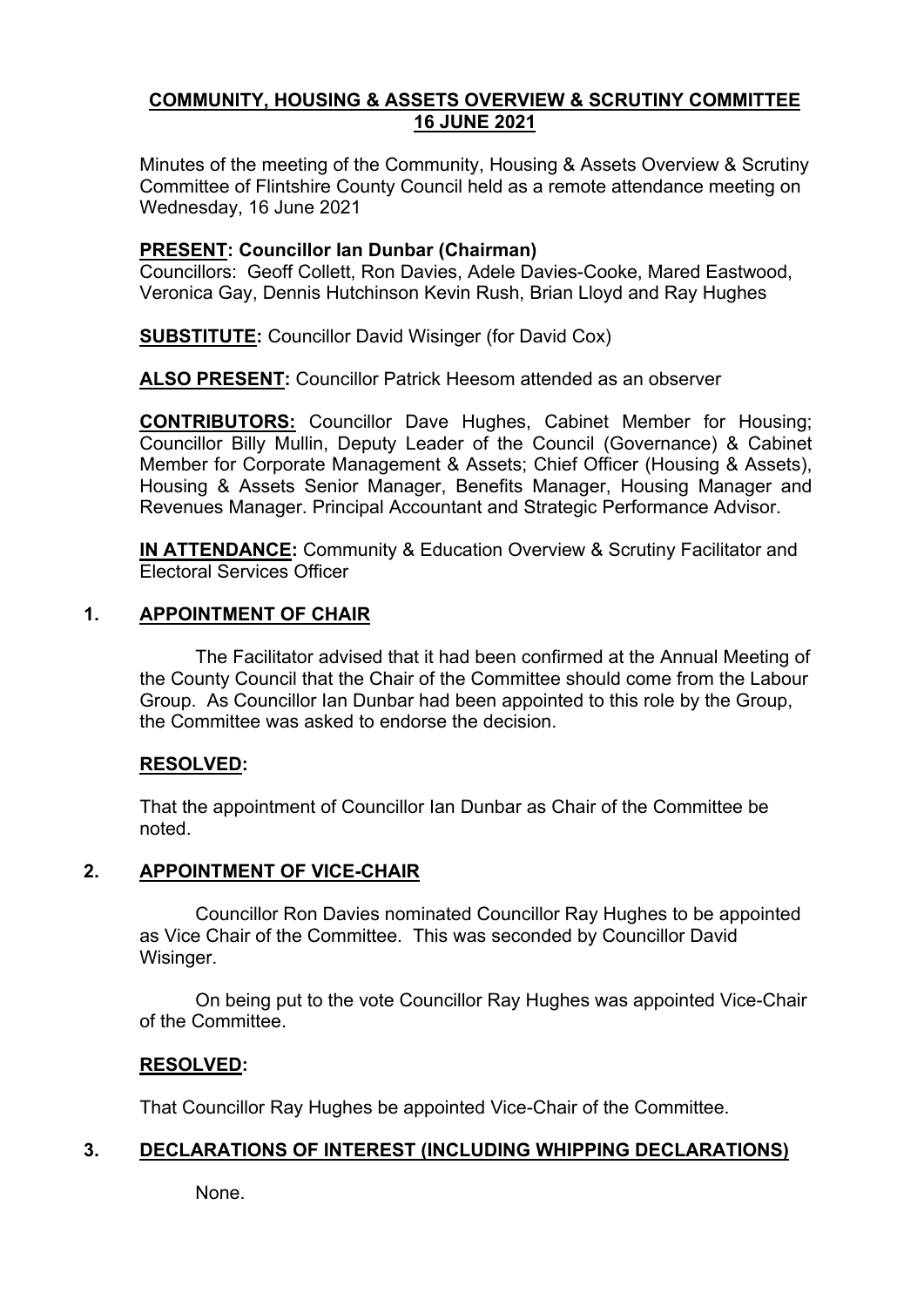# COMMUNITY, HOUSING & ASSETS OVERVIEW & SCRUTINY COMMITTEE 16 JUNE 2021

Minutes of the meeting of the Community, Housing & Assets Overview & Scrutiny Committee of Flintshire County Council held as a remote attendance meeting on Wednesday, 16 June 2021

**PRESENT: Councillor Ian Dunbar (Chairman)**
Councillors: Geoff Collett, Ron Davies, Adele Davies-Cooke, Mared Eastwood, Veronica Gay, Dennis Hutchinson Kevin Rush, Brian Lloyd and Ray Hughes

**SUBSTITUTE:** Councillor David Wisinger (for David Cox)

**ALSO PRESENT:** Councillor Patrick Heesom attended as an observer

**CONTRIBUTORS:** Councillor Dave Hughes, Cabinet Member for Housing; Councillor Billy Mullin, Deputy Leader of the Council (Governance) & Cabinet Member for Corporate Management & Assets; Chief Officer (Housing & Assets), Housing & Assets Senior Manager, Benefits Manager, Housing Manager and Revenues Manager. Principal Accountant and Strategic Performance Advisor.

**IN ATTENDANCE:** Community & Education Overview & Scrutiny Facilitator and Electoral Services Officer

## 1. APPOINTMENT OF CHAIR

The Facilitator advised that it had been confirmed at the Annual Meeting of the County Council that the Chair of the Committee should come from the Labour Group. As Councillor Ian Dunbar had been appointed to this role by the Group, the Committee was asked to endorse the decision.

**RESOLVED:**

That the appointment of Councillor Ian Dunbar as Chair of the Committee be noted.

## 2. APPOINTMENT OF VICE-CHAIR

Councillor Ron Davies nominated Councillor Ray Hughes to be appointed as Vice Chair of the Committee. This was seconded by Councillor David Wisinger.

On being put to the vote Councillor Ray Hughes was appointed Vice-Chair of the Committee.

**RESOLVED:**

That Councillor Ray Hughes be appointed Vice-Chair of the Committee.

## 3. DECLARATIONS OF INTEREST (INCLUDING WHIPPING DECLARATIONS)

None.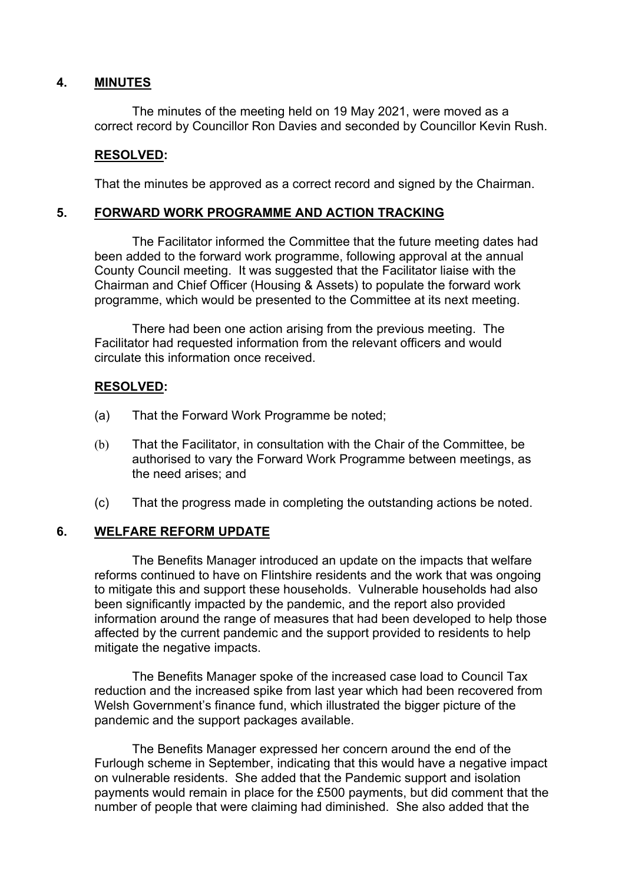## 4. MINUTES

The minutes of the meeting held on 19 May 2021, were moved as a correct record by Councillor Ron Davies and seconded by Councillor Kevin Rush.

**RESOLVED:**

That the minutes be approved as a correct record and signed by the Chairman.

## 5. FORWARD WORK PROGRAMME AND ACTION TRACKING

The Facilitator informed the Committee that the future meeting dates had been added to the forward work programme, following approval at the annual County Council meeting. It was suggested that the Facilitator liaise with the Chairman and Chief Officer (Housing & Assets) to populate the forward work programme, which would be presented to the Committee at its next meeting.

There had been one action arising from the previous meeting. The Facilitator had requested information from the relevant officers and would circulate this information once received.

**RESOLVED:**

(a) That the Forward Work Programme be noted;

(b) That the Facilitator, in consultation with the Chair of the Committee, be authorised to vary the Forward Work Programme between meetings, as the need arises; and

(c) That the progress made in completing the outstanding actions be noted.

## 6. WELFARE REFORM UPDATE

The Benefits Manager introduced an update on the impacts that welfare reforms continued to have on Flintshire residents and the work that was ongoing to mitigate this and support these households. Vulnerable households had also been significantly impacted by the pandemic, and the report also provided information around the range of measures that had been developed to help those affected by the current pandemic and the support provided to residents to help mitigate the negative impacts.

The Benefits Manager spoke of the increased case load to Council Tax reduction and the increased spike from last year which had been recovered from Welsh Government's finance fund, which illustrated the bigger picture of the pandemic and the support packages available.

The Benefits Manager expressed her concern around the end of the Furlough scheme in September, indicating that this would have a negative impact on vulnerable residents. She added that the Pandemic support and isolation payments would remain in place for the £500 payments, but did comment that the number of people that were claiming had diminished. She also added that the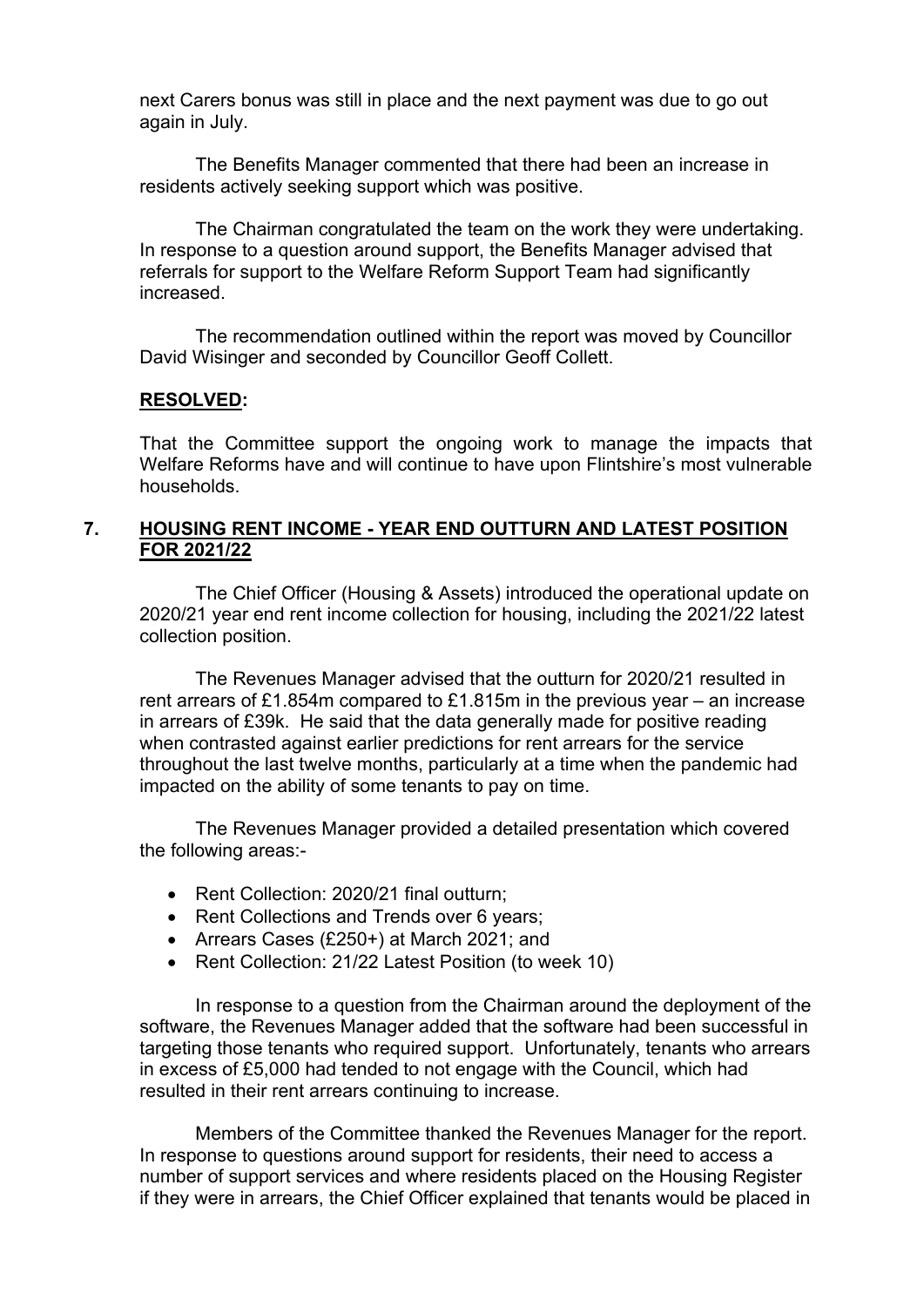next Carers bonus was still in place and the next payment was due to go out again in July.

The Benefits Manager commented that there had been an increase in residents actively seeking support which was positive.

The Chairman congratulated the team on the work they were undertaking. In response to a question around support, the Benefits Manager advised that referrals for support to the Welfare Reform Support Team had significantly increased.

The recommendation outlined within the report was moved by Councillor David Wisinger and seconded by Councillor Geoff Collett.

**RESOLVED:**

That the Committee support the ongoing work to manage the impacts that Welfare Reforms have and will continue to have upon Flintshire's most vulnerable households.

## 7. HOUSING RENT INCOME - YEAR END OUTTURN AND LATEST POSITION FOR 2021/22

The Chief Officer (Housing & Assets) introduced the operational update on 2020/21 year end rent income collection for housing, including the 2021/22 latest collection position.

The Revenues Manager advised that the outturn for 2020/21 resulted in rent arrears of £1.854m compared to £1.815m in the previous year – an increase in arrears of £39k. He said that the data generally made for positive reading when contrasted against earlier predictions for rent arrears for the service throughout the last twelve months, particularly at a time when the pandemic had impacted on the ability of some tenants to pay on time.

The Revenues Manager provided a detailed presentation which covered the following areas:-

- Rent Collection: 2020/21 final outturn;
- Rent Collections and Trends over 6 years;
- Arrears Cases (£250+) at March 2021; and
- Rent Collection: 21/22 Latest Position (to week 10)

In response to a question from the Chairman around the deployment of the software, the Revenues Manager added that the software had been successful in targeting those tenants who required support. Unfortunately, tenants who arrears in excess of £5,000 had tended to not engage with the Council, which had resulted in their rent arrears continuing to increase.

Members of the Committee thanked the Revenues Manager for the report. In response to questions around support for residents, their need to access a number of support services and where residents placed on the Housing Register if they were in arrears, the Chief Officer explained that tenants would be placed in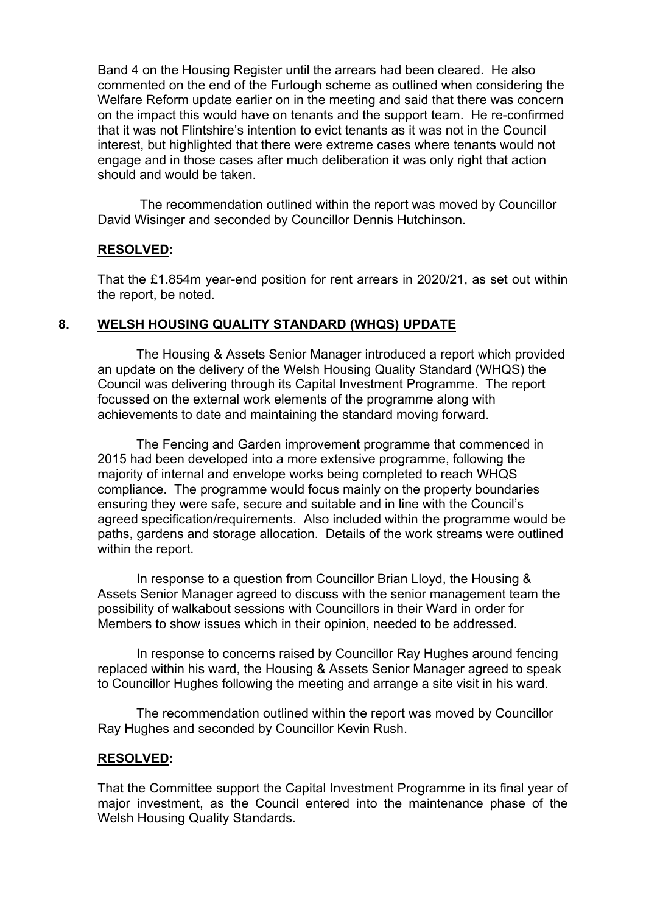Band 4 on the Housing Register until the arrears had been cleared. He also commented on the end of the Furlough scheme as outlined when considering the Welfare Reform update earlier on in the meeting and said that there was concern on the impact this would have on tenants and the support team. He re-confirmed that it was not Flintshire's intention to evict tenants as it was not in the Council interest, but highlighted that there were extreme cases where tenants would not engage and in those cases after much deliberation it was only right that action should and would be taken.

The recommendation outlined within the report was moved by Councillor David Wisinger and seconded by Councillor Dennis Hutchinson.

**RESOLVED:**

That the £1.854m year-end position for rent arrears in 2020/21, as set out within the report, be noted.

## 8. WELSH HOUSING QUALITY STANDARD (WHQS) UPDATE

The Housing & Assets Senior Manager introduced a report which provided an update on the delivery of the Welsh Housing Quality Standard (WHQS) the Council was delivering through its Capital Investment Programme. The report focussed on the external work elements of the programme along with achievements to date and maintaining the standard moving forward.

The Fencing and Garden improvement programme that commenced in 2015 had been developed into a more extensive programme, following the majority of internal and envelope works being completed to reach WHQS compliance. The programme would focus mainly on the property boundaries ensuring they were safe, secure and suitable and in line with the Council's agreed specification/requirements. Also included within the programme would be paths, gardens and storage allocation. Details of the work streams were outlined within the report.

In response to a question from Councillor Brian Lloyd, the Housing & Assets Senior Manager agreed to discuss with the senior management team the possibility of walkabout sessions with Councillors in their Ward in order for Members to show issues which in their opinion, needed to be addressed.

In response to concerns raised by Councillor Ray Hughes around fencing replaced within his ward, the Housing & Assets Senior Manager agreed to speak to Councillor Hughes following the meeting and arrange a site visit in his ward.

The recommendation outlined within the report was moved by Councillor Ray Hughes and seconded by Councillor Kevin Rush.

**RESOLVED:**

That the Committee support the Capital Investment Programme in its final year of major investment, as the Council entered into the maintenance phase of the Welsh Housing Quality Standards.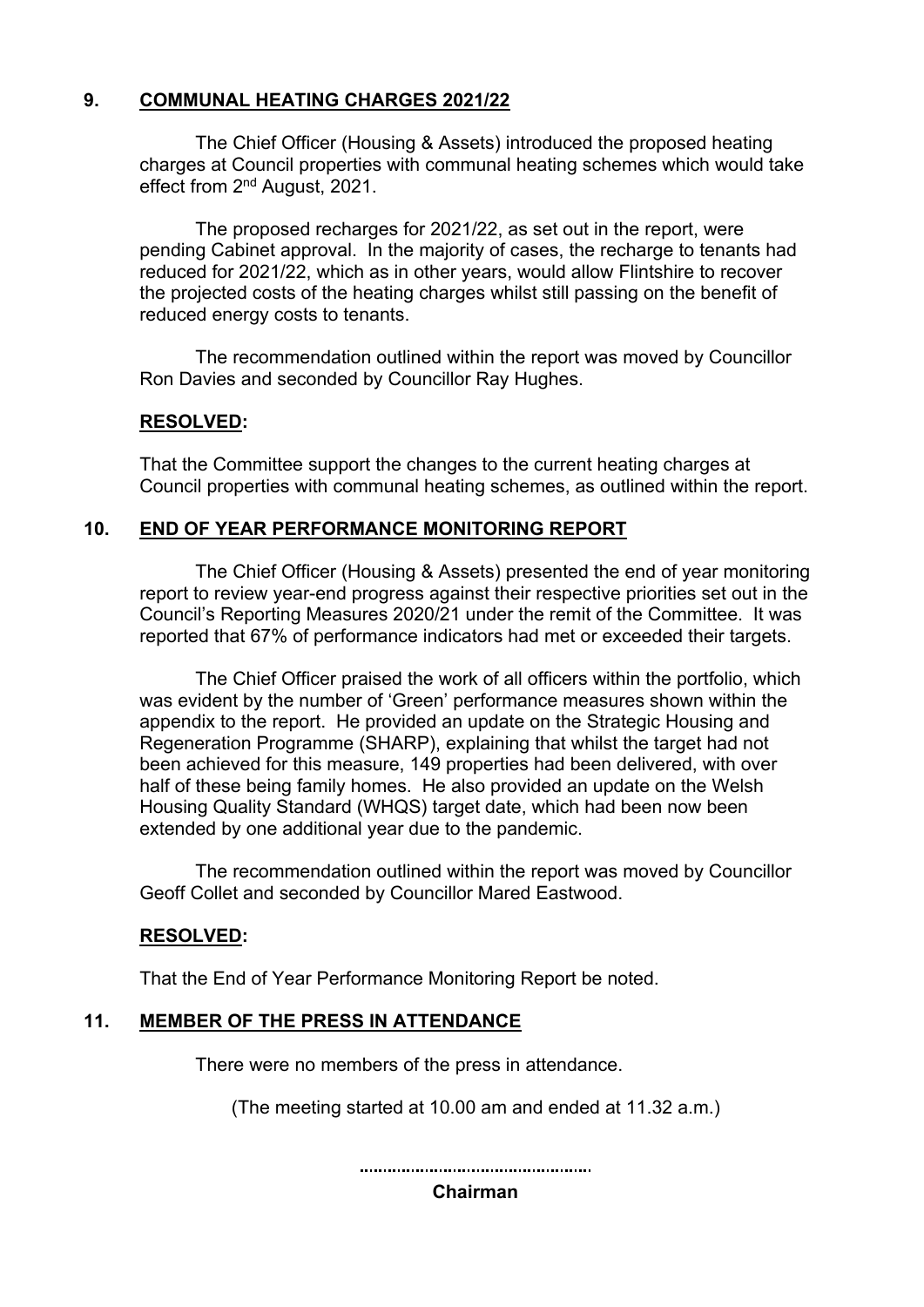## 9. COMMUNAL HEATING CHARGES 2021/22

The Chief Officer (Housing & Assets) introduced the proposed heating charges at Council properties with communal heating schemes which would take effect from 2nd August, 2021.

The proposed recharges for 2021/22, as set out in the report, were pending Cabinet approval. In the majority of cases, the recharge to tenants had reduced for 2021/22, which as in other years, would allow Flintshire to recover the projected costs of the heating charges whilst still passing on the benefit of reduced energy costs to tenants.

The recommendation outlined within the report was moved by Councillor Ron Davies and seconded by Councillor Ray Hughes.

**RESOLVED:**

That the Committee support the changes to the current heating charges at Council properties with communal heating schemes, as outlined within the report.

## 10. END OF YEAR PERFORMANCE MONITORING REPORT

The Chief Officer (Housing & Assets) presented the end of year monitoring report to review year-end progress against their respective priorities set out in the Council's Reporting Measures 2020/21 under the remit of the Committee. It was reported that 67% of performance indicators had met or exceeded their targets.

The Chief Officer praised the work of all officers within the portfolio, which was evident by the number of 'Green' performance measures shown within the appendix to the report. He provided an update on the Strategic Housing and Regeneration Programme (SHARP), explaining that whilst the target had not been achieved for this measure, 149 properties had been delivered, with over half of these being family homes. He also provided an update on the Welsh Housing Quality Standard (WHQS) target date, which had been now been extended by one additional year due to the pandemic.

The recommendation outlined within the report was moved by Councillor Geoff Collet and seconded by Councillor Mared Eastwood.

**RESOLVED:**

That the End of Year Performance Monitoring Report be noted.

## 11. MEMBER OF THE PRESS IN ATTENDANCE

There were no members of the press in attendance.

(The meeting started at 10.00 am and ended at 11.32 a.m.)

..................................................

**Chairman**